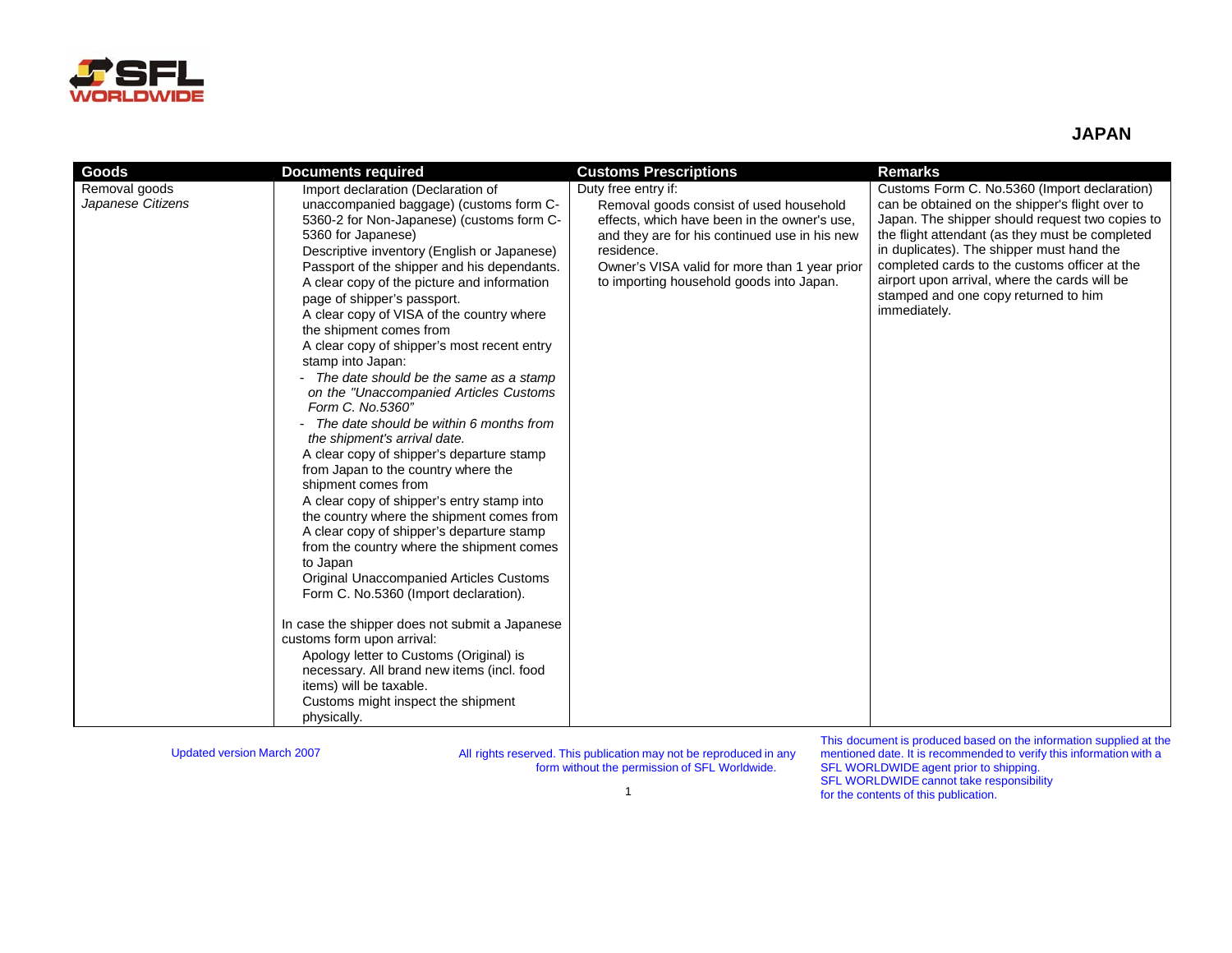SFL WORLDWIDE

# JAPAN

| Goods | Documents required | Customs Prescriptions | Remarks |
| --- | --- | --- | --- |
| Removal goods<br>*Japanese Citizens* | Import declaration (Declaration of unaccompanied baggage) (customs form C-5360-2 for Non-Japanese) (customs form C-5360 for Japanese)<br>Descriptive inventory (English or Japanese)<br>Passport of the shipper and his dependants.<br>A clear copy of the picture and information page of shipper's passport.<br>A clear copy of VISA of the country where the shipment comes from<br>A clear copy of shipper's most recent entry stamp into Japan:<br>- *The date should be the same as a stamp on the "Unaccompanied Articles Customs Form C. No.5360"*<br>- *The date should be within 6 months from the shipment's arrival date.*<br>A clear copy of shipper's departure stamp from Japan to the country where the shipment comes from<br>A clear copy of shipper's entry stamp into the country where the shipment comes from<br>A clear copy of shipper's departure stamp from the country where the shipment comes to Japan<br>Original Unaccompanied Articles Customs Form C. No.5360 (Import declaration).<br><br>In case the shipper does not submit a Japanese customs form upon arrival:<br>Apology letter to Customs (Original) is necessary. All brand new items (incl. food items) will be taxable.<br>Customs might inspect the shipment physically. | Duty free entry if:<br>Removal goods consist of used household effects, which have been in the owner's use, and they are for his continued use in his new residence.<br>Owner's VISA valid for more than 1 year prior to importing household goods into Japan. | Customs Form C. No.5360 (Import declaration) can be obtained on the shipper's flight over to Japan. The shipper should request two copies to the flight attendant (as they must be completed in duplicates). The shipper must hand the completed cards to the customs officer at the airport upon arrival, where the cards will be stamped and one copy returned to him immediately. |

Updated version March 2007

All rights reserved. This publication may not be reproduced in any form without the permission of SFL Worldwide.

This document is produced based on the information supplied at the mentioned date. It is recommended to verify this information with a SFL WORLDWIDE agent prior to shipping. SFL WORLDWIDE cannot take responsibility for the contents of this publication.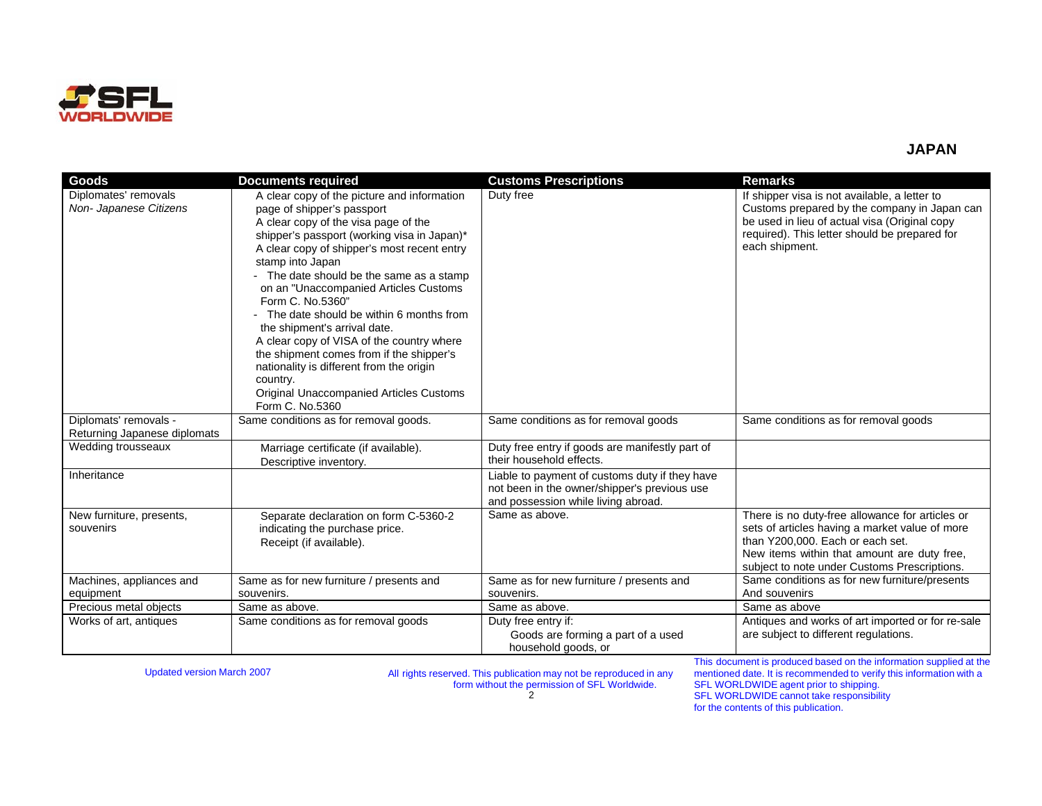## JAPAN

| Goods | Documents required | Customs Prescriptions | Remarks |
|---|---|---|---|
| Diplomates' removals<br>*Non- Japanese Citizens* | A clear copy of the picture and information page of shipper's passport<br>A clear copy of the visa page of the shipper's passport (working visa in Japan)*<br>A clear copy of shipper's most recent entry stamp into Japan<br>- The date should be the same as a stamp on an "Unaccompanied Articles Customs Form C. No.5360"<br>- The date should be within 6 months from the shipment's arrival date.<br>A clear copy of VISA of the country where the shipment comes from if the shipper's nationality is different from the origin country.<br>Original Unaccompanied Articles Customs Form C. No.5360 | Duty free | If shipper visa is not available, a letter to Customs prepared by the company in Japan can be used in lieu of actual visa (Original copy required). This letter should be prepared for each shipment. |
| Diplomats' removals - Returning Japanese diplomats | Same conditions as for removal goods. | Same conditions as for removal goods | Same conditions as for removal goods |
| Wedding trousseaux | Marriage certificate (if available).<br>Descriptive inventory. | Duty free entry if goods are manifestly part of their household effects. | |
| Inheritance | | Liable to payment of customs duty if they have not been in the owner/shipper's previous use and possession while living abroad. | |
| New furniture, presents, souvenirs | Separate declaration on form C-5360-2 indicating the purchase price.<br>Receipt (if available). | Same as above. | There is no duty-free allowance for articles or sets of articles having a market value of more than Y200,000. Each or each set.<br>New items within that amount are duty free, subject to note under Customs Prescriptions. |
| Machines, appliances and equipment | Same as for new furniture / presents and souvenirs. | Same as for new furniture / presents and souvenirs. | Same conditions as for new furniture/presents And souvenirs |
| Precious metal objects | Same as above. | Same as above. | Same as above |
| Works of art, antiques | Same conditions as for removal goods | Duty free entry if:<br>Goods are forming a part of a used household goods, or | Antiques and works of art imported or for re-sale are subject to different regulations. |

Updated version March 2007

All rights reserved. This publication may not be reproduced in any form without the permission of SFL Worldwide.

This document is produced based on the information supplied at the mentioned date. It is recommended to verify this information with a SFL WORLDWIDE agent prior to shipping.
SFL WORLDWIDE cannot take responsibility for the contents of this publication.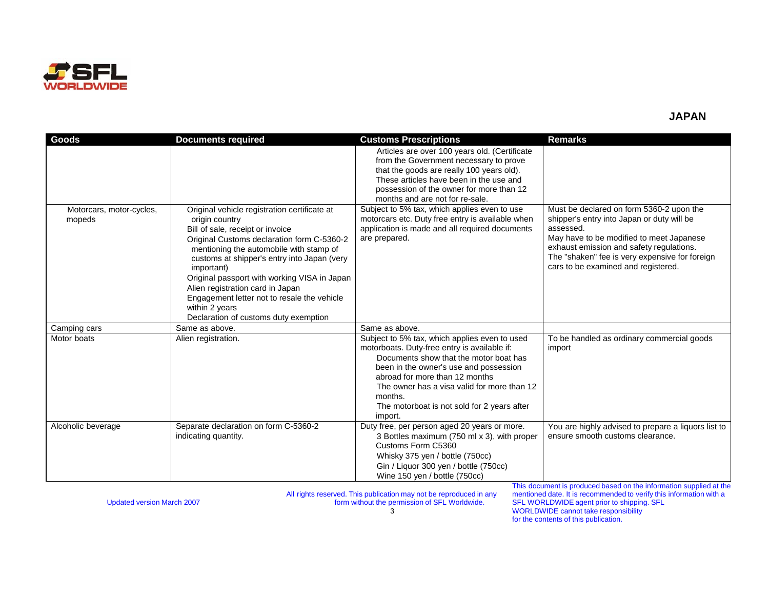## JAPAN

| Goods | Documents required | Customs Prescriptions | Remarks |
|---|---|---|---|
| | | Articles are over 100 years old. (Certificate from the Government necessary to prove that the goods are really 100 years old).<br>These articles have been in the use and possession of the owner for more than 12 months and are not for re-sale. | |
| Motorcars, motor-cycles, mopeds | Original vehicle registration certificate at origin country<br>Bill of sale, receipt or invoice<br>Original Customs declaration form C-5360-2 mentioning the automobile with stamp of customs at shipper's entry into Japan (very important)<br>Original passport with working VISA in Japan<br>Alien registration card in Japan<br>Engagement letter not to resale the vehicle within 2 years<br>Declaration of customs duty exemption | Subject to 5% tax, which applies even to use motorcars etc. Duty free entry is available when application is made and all required documents are prepared. | Must be declared on form 5360-2 upon the shipper's entry into Japan or duty will be assessed.<br>May have to be modified to meet Japanese exhaust emission and safety regulations.<br>The "shaken" fee is very expensive for foreign cars to be examined and registered. |
| Camping cars | Same as above. | Same as above. | |
| Motor boats | Alien registration. | Subject to 5% tax, which applies even to used motorboats. Duty-free entry is available if:<br>Documents show that the motor boat has been in the owner's use and possession abroad for more than 12 months<br>The owner has a visa valid for more than 12 months.<br>The motorboat is not sold for 2 years after import. | To be handled as ordinary commercial goods import |
| Alcoholic beverage | Separate declaration on form C-5360-2 indicating quantity. | Duty free, per person aged 20 years or more.<br>3 Bottles maximum (750 ml x 3), with proper Customs Form C5360<br>Whisky 375 yen / bottle (750cc)<br>Gin / Liquor 300 yen / bottle (750cc)<br>Wine 150 yen / bottle (750cc) | You are highly advised to prepare a liquors list to ensure smooth customs clearance. |

Updated version March 2007

All rights reserved. This publication may not be reproduced in any form without the permission of SFL Worldwide.

This document is produced based on the information supplied at the mentioned date. It is recommended to verify this information with a SFL WORLDWIDE agent prior to shipping. SFL WORLDWIDE cannot take responsibility for the contents of this publication.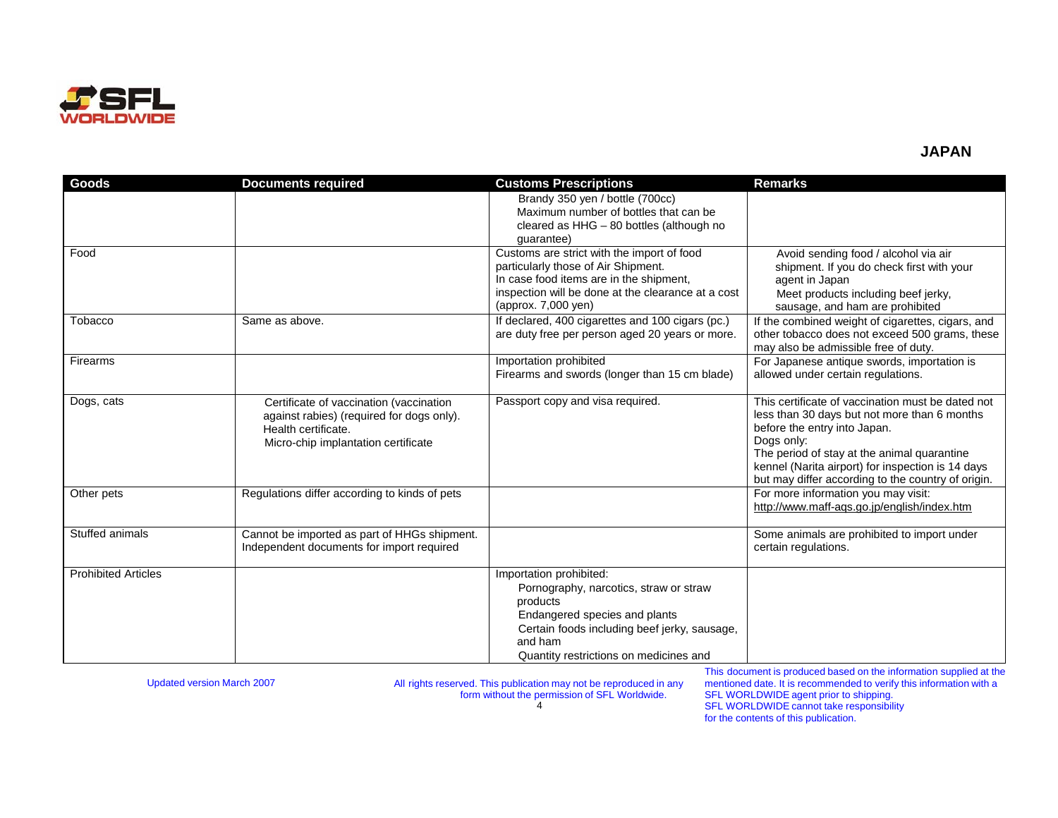## JAPAN

| Goods | Documents required | Customs Prescriptions | Remarks |
| --- | --- | --- | --- |
| | | Brandy 350 yen / bottle (700cc)<br>Maximum number of bottles that can be cleared as HHG – 80 bottles (although no guarantee) | |
| Food | | Customs are strict with the import of food particularly those of Air Shipment.<br>In case food items are in the shipment, inspection will be done at the clearance at a cost (approx. 7,000 yen) | Avoid sending food / alcohol via air shipment. If you do check first with your agent in Japan<br>Meet products including beef jerky, sausage, and ham are prohibited |
| Tobacco | Same as above. | If declared, 400 cigarettes and 100 cigars (pc.) are duty free per person aged 20 years or more. | If the combined weight of cigarettes, cigars, and other tobacco does not exceed 500 grams, these may also be admissible free of duty. |
| Firearms | | Importation prohibited<br>Firearms and swords (longer than 15 cm blade) | For Japanese antique swords, importation is allowed under certain regulations. |
| Dogs, cats | Certificate of vaccination (vaccination against rabies) (required for dogs only).<br>Health certificate.<br>Micro-chip implantation certificate | Passport copy and visa required. | This certificate of vaccination must be dated not less than 30 days but not more than 6 months before the entry into Japan.<br>Dogs only:<br>The period of stay at the animal quarantine kennel (Narita airport) for inspection is 14 days but may differ according to the country of origin. |
| Other pets | Regulations differ according to kinds of pets | | For more information you may visit:<br>http://www.maff-aqs.go.jp/english/index.htm |
| Stuffed animals | Cannot be imported as part of HHGs shipment.<br>Independent documents for import required | | Some animals are prohibited to import under certain regulations. |
| Prohibited Articles | | Importation prohibited:<br>Pornography, narcotics, straw or straw products<br>Endangered species and plants<br>Certain foods including beef jerky, sausage, and ham<br>Quantity restrictions on medicines and | |

Updated version March 2007

All rights reserved. This publication may not be reproduced in any form without the permission of SFL Worldwide.

This document is produced based on the information supplied at the mentioned date. It is recommended to verify this information with a SFL WORLDWIDE agent prior to shipping.
SFL WORLDWIDE cannot take responsibility for the contents of this publication.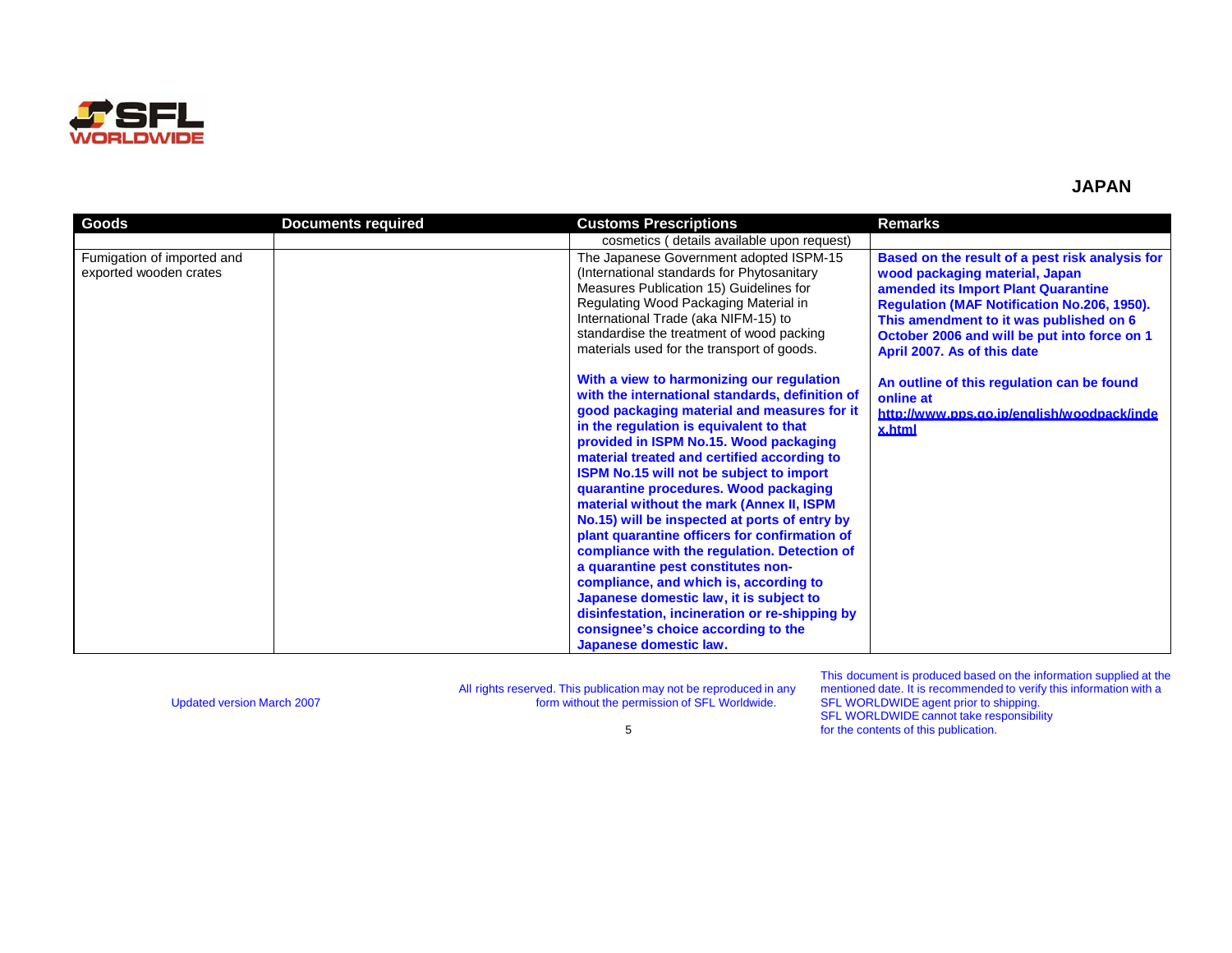## JAPAN

| Goods | Documents required | Customs Prescriptions | Remarks |
|---|---|---|---|
| | | cosmetics ( details available upon request) | |
| Fumigation of imported and exported wooden crates | | The Japanese Government adopted ISPM-15 (International standards for Phytosanitary Measures Publication 15) Guidelines for Regulating Wood Packaging Material in International Trade (aka NIFM-15) to standardise the treatment of wood packing materials used for the transport of goods.<br><br>**With a view to harmonizing our regulation with the international standards, definition of good packaging material and measures for it in the regulation is equivalent to that provided in ISPM No.15. Wood packaging material treated and certified according to ISPM No.15 will not be subject to import quarantine procedures. Wood packaging material without the mark (Annex II, ISPM No.15) will be inspected at ports of entry by plant quarantine officers for confirmation of compliance with the regulation. Detection of a quarantine pest constitutes non-compliance, and which is, according to Japanese domestic law, it is subject to disinfestation, incineration or re-shipping by consignee's choice according to the Japanese domestic law.** | **Based on the result of a pest risk analysis for wood packaging material, Japan amended its Import Plant Quarantine Regulation (MAF Notification No.206, 1950). This amendment to it was published on 6 October 2006 and will be put into force on 1 April 2007. As of this date**<br><br>**An outline of this regulation can be found online at http://www.pps.go.jp/english/woodpack/index.html** |

Updated version March 2007

All rights reserved. This publication may not be reproduced in any form without the permission of SFL Worldwide.

This document is produced based on the information supplied at the mentioned date. It is recommended to verify this information with a SFL WORLDWIDE agent prior to shipping. SFL WORLDWIDE cannot take responsibility for the contents of this publication.